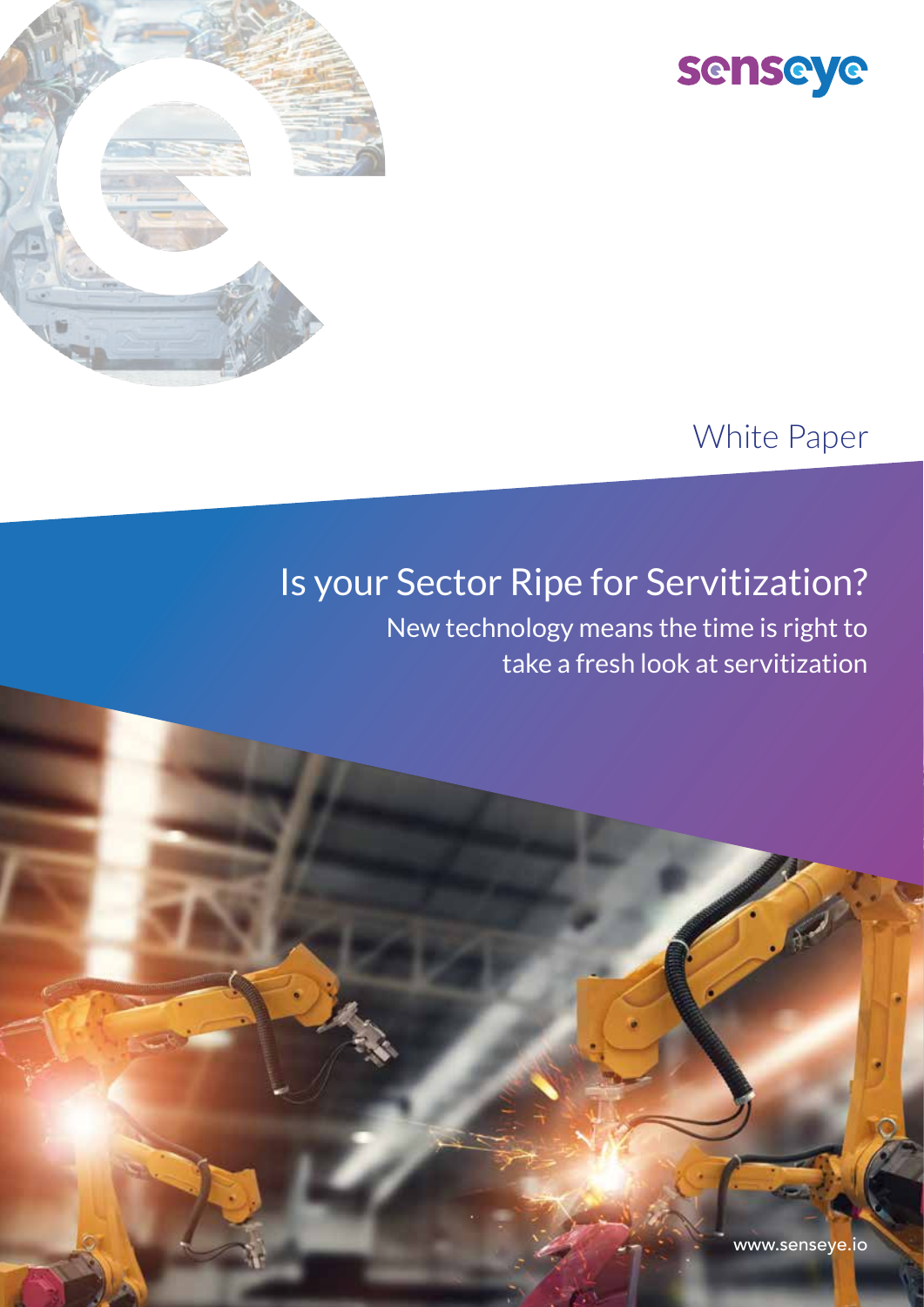senseye

White Paper

# Is your Sector Ripe for Servitization?

## New technology means the time is right to take a fresh look at servitization

www.senseye.io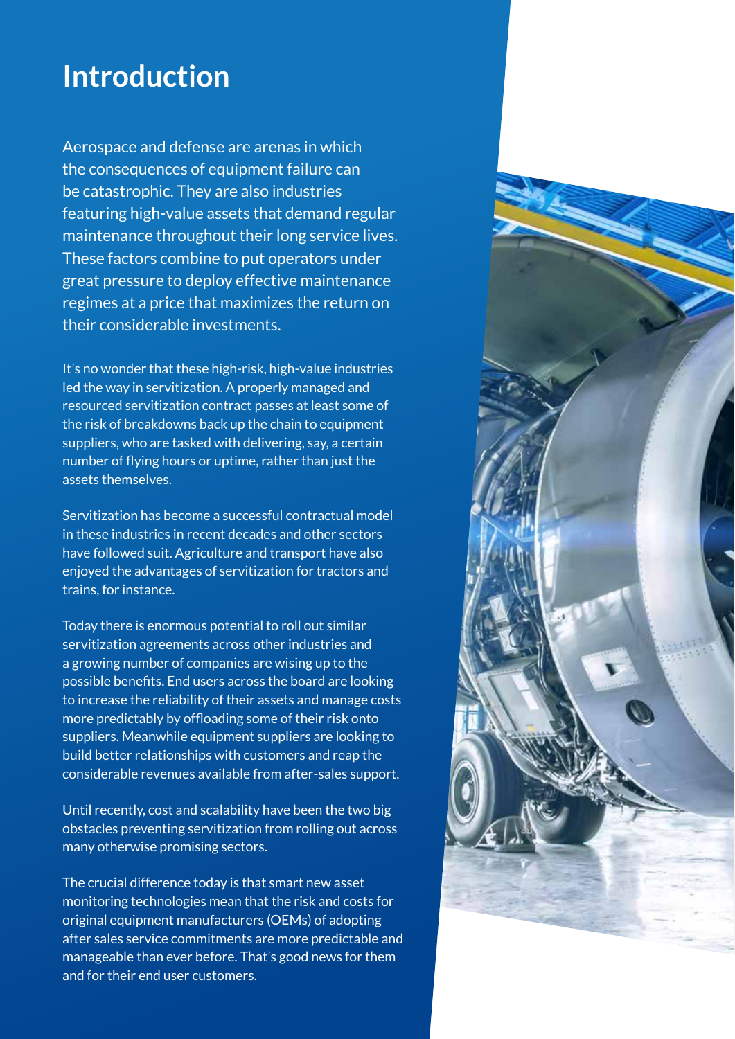# Introduction

Aerospace and defense are arenas in which the consequences of equipment failure can be catastrophic. They are also industries featuring high-value assets that demand regular maintenance throughout their long service lives. These factors combine to put operators under great pressure to deploy effective maintenance regimes at a price that maximizes the return on their considerable investments.

It's no wonder that these high-risk, high-value industries led the way in servitization. A properly managed and resourced servitization contract passes at least some of the risk of breakdowns back up the chain to equipment suppliers, who are tasked with delivering, say, a certain number of flying hours or uptime, rather than just the assets themselves.

Servitization has become a successful contractual model in these industries in recent decades and other sectors have followed suit. Agriculture and transport have also enjoyed the advantages of servitization for tractors and trains, for instance.

Today there is enormous potential to roll out similar servitization agreements across other industries and a growing number of companies are wising up to the possible benefits. End users across the board are looking to increase the reliability of their assets and manage costs more predictably by offloading some of their risk onto suppliers. Meanwhile equipment suppliers are looking to build better relationships with customers and reap the considerable revenues available from after-sales support.

Until recently, cost and scalability have been the two big obstacles preventing servitization from rolling out across many otherwise promising sectors.

The crucial difference today is that smart new asset monitoring technologies mean that the risk and costs for original equipment manufacturers (OEMs) of adopting after sales service commitments are more predictable and manageable than ever before. That's good news for them and for their end user customers.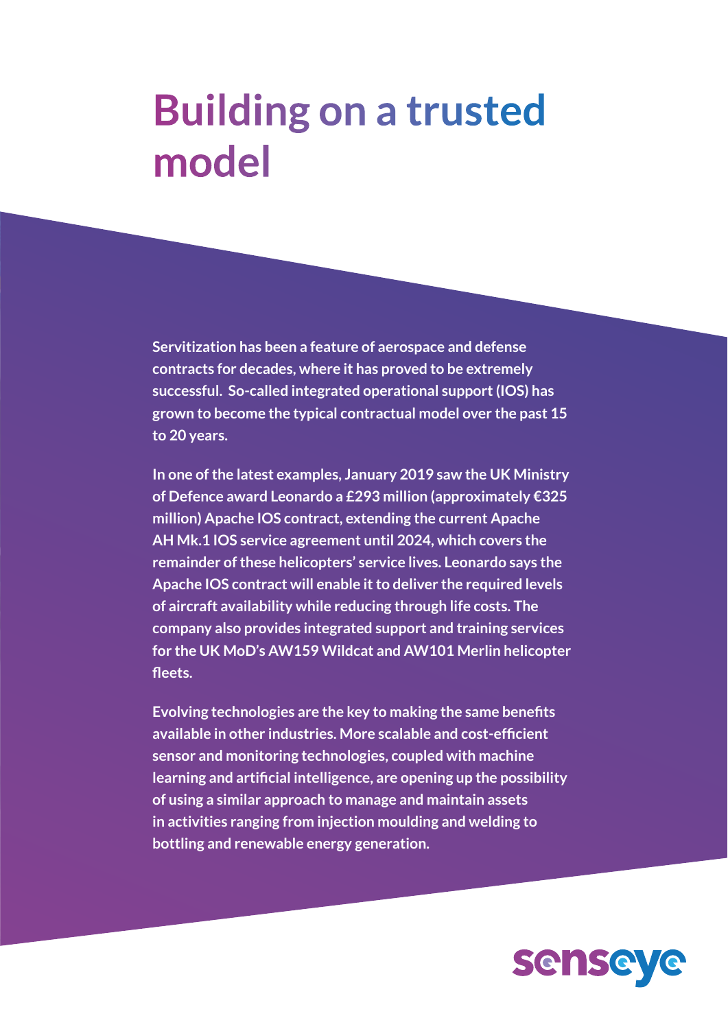# Building on a trusted model

**Servitization has been a feature of aerospace and defense contracts for decades, where it has proved to be extremely successful. So-called integrated operational support (IOS) has grown to become the typical contractual model over the past 15 to 20 years.**

**In one of the latest examples, January 2019 saw the UK Ministry of Defence award Leonardo a £293 million (approximately €325 million) Apache IOS contract, extending the current Apache AH Mk.1 IOS service agreement until 2024, which covers the remainder of these helicopters' service lives. Leonardo says the Apache IOS contract will enable it to deliver the required levels of aircraft availability while reducing through life costs. The company also provides integrated support and training services for the UK MoD's AW159 Wildcat and AW101 Merlin helicopter fleets.**

**Evolving technologies are the key to making the same benefits available in other industries. More scalable and cost-efficient sensor and monitoring technologies, coupled with machine learning and artificial intelligence, are opening up the possibility of using a similar approach to manage and maintain assets in activities ranging from injection moulding and welding to bottling and renewable energy generation.**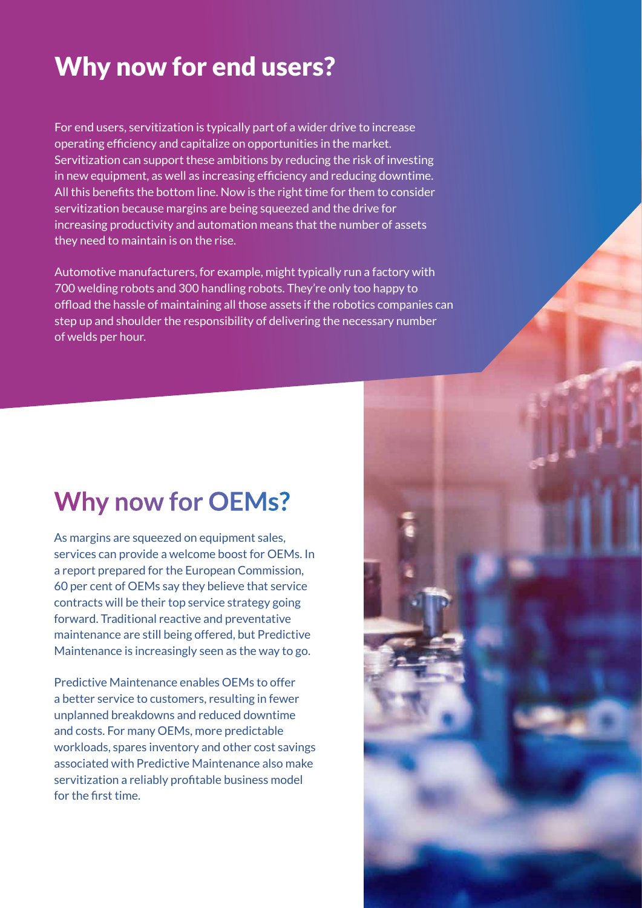## Why now for end users?

For end users, servitization is typically part of a wider drive to increase operating efficiency and capitalize on opportunities in the market. Servitization can support these ambitions by reducing the risk of investing in new equipment, as well as increasing efficiency and reducing downtime. All this benefits the bottom line. Now is the right time for them to consider servitization because margins are being squeezed and the drive for increasing productivity and automation means that the number of assets they need to maintain is on the rise.

Automotive manufacturers, for example, might typically run a factory with 700 welding robots and 300 handling robots. They're only too happy to offload the hassle of maintaining all those assets if the robotics companies can step up and shoulder the responsibility of delivering the necessary number of welds per hour.

## Why now for OEMs?

As margins are squeezed on equipment sales, services can provide a welcome boost for OEMs. In a report prepared for the European Commission, 60 per cent of OEMs say they believe that service contracts will be their top service strategy going forward. Traditional reactive and preventative maintenance are still being offered, but Predictive Maintenance is increasingly seen as the way to go.

Predictive Maintenance enables OEMs to offer a better service to customers, resulting in fewer unplanned breakdowns and reduced downtime and costs. For many OEMs, more predictable workloads, spares inventory and other cost savings associated with Predictive Maintenance also make servitization a reliably profitable business model for the first time.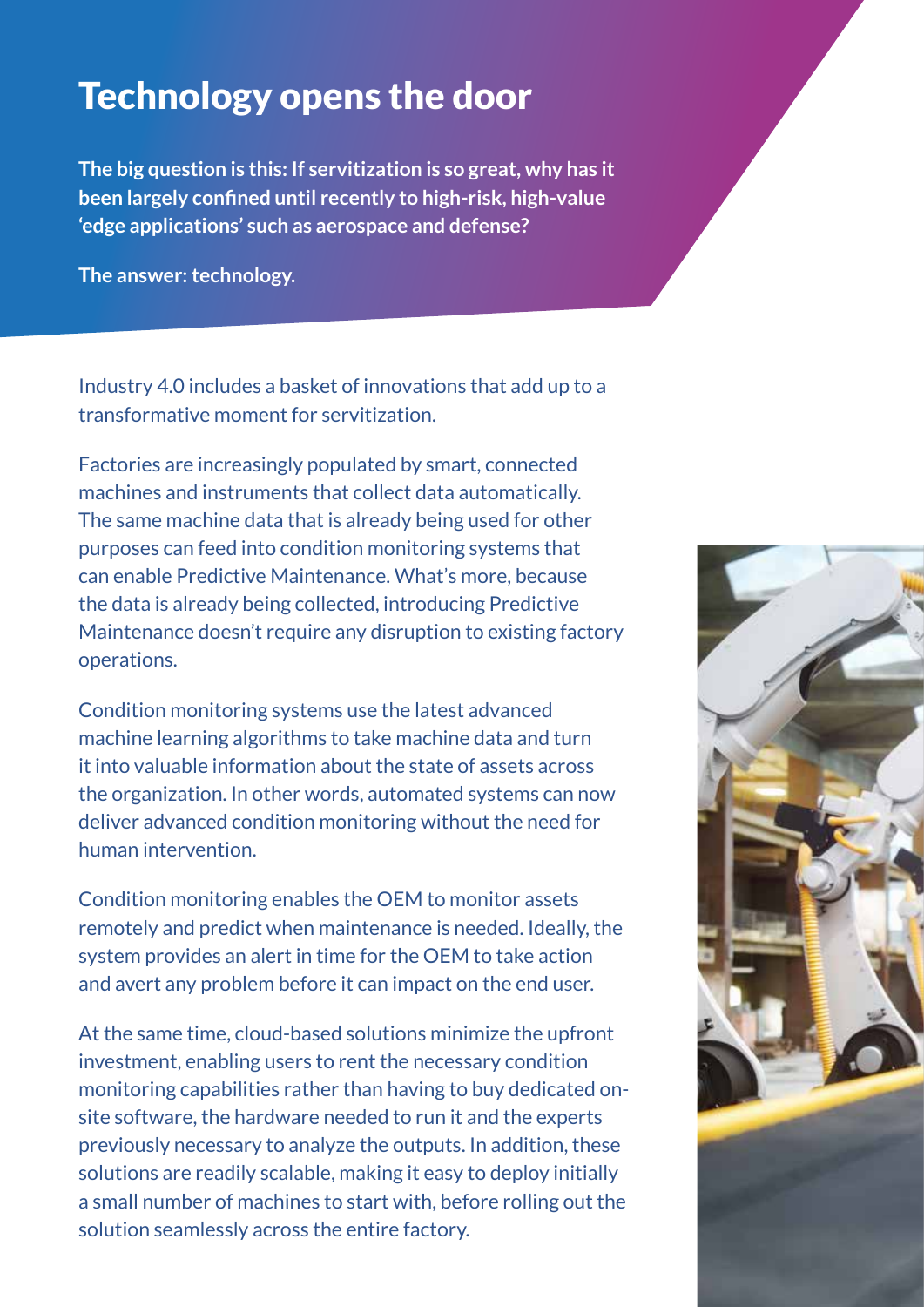# Technology opens the door

**The big question is this: If servitization is so great, why has it been largely confined until recently to high-risk, high-value 'edge applications' such as aerospace and defense?**

**The answer: technology.**

Industry 4.0 includes a basket of innovations that add up to a transformative moment for servitization.

Factories are increasingly populated by smart, connected machines and instruments that collect data automatically. The same machine data that is already being used for other purposes can feed into condition monitoring systems that can enable Predictive Maintenance. What's more, because the data is already being collected, introducing Predictive Maintenance doesn't require any disruption to existing factory operations.

Condition monitoring systems use the latest advanced machine learning algorithms to take machine data and turn it into valuable information about the state of assets across the organization. In other words, automated systems can now deliver advanced condition monitoring without the need for human intervention.

Condition monitoring enables the OEM to monitor assets remotely and predict when maintenance is needed. Ideally, the system provides an alert in time for the OEM to take action and avert any problem before it can impact on the end user.

At the same time, cloud-based solutions minimize the upfront investment, enabling users to rent the necessary condition monitoring capabilities rather than having to buy dedicated on-site software, the hardware needed to run it and the experts previously necessary to analyze the outputs. In addition, these solutions are readily scalable, making it easy to deploy initially a small number of machines to start with, before rolling out the solution seamlessly across the entire factory.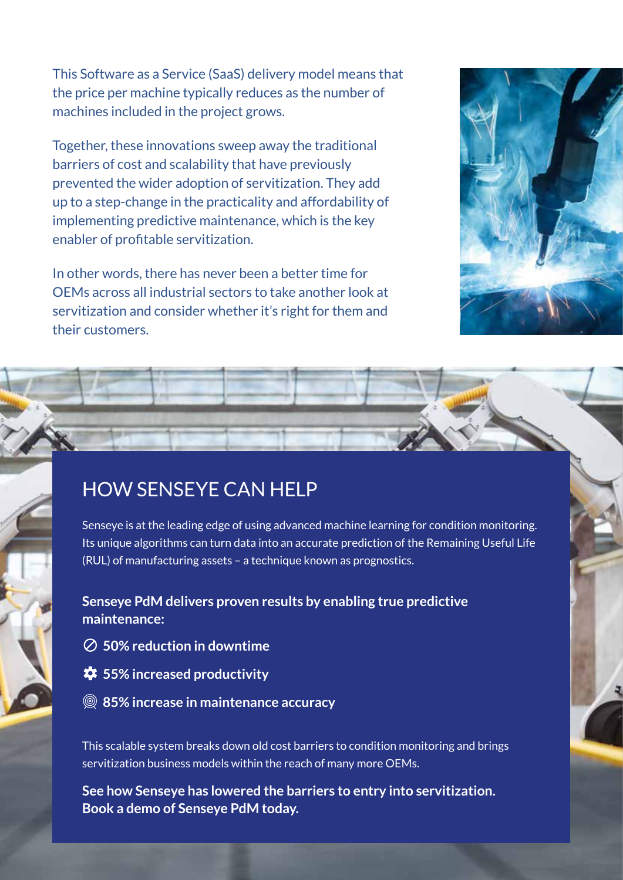This Software as a Service (SaaS) delivery model means that the price per machine typically reduces as the number of machines included in the project grows.

Together, these innovations sweep away the traditional barriers of cost and scalability that have previously prevented the wider adoption of servitization. They add up to a step-change in the practicality and affordability of implementing predictive maintenance, which is the key enabler of profitable servitization.

In other words, there has never been a better time for OEMs across all industrial sectors to take another look at servitization and consider whether it's right for them and their customers.

## HOW SENSEYE CAN HELP

Senseye is at the leading edge of using advanced machine learning for condition monitoring. Its unique algorithms can turn data into an accurate prediction of the Remaining Useful Life (RUL) of manufacturing assets – a technique known as prognostics.

**Senseye PdM delivers proven results by enabling true predictive maintenance:**

- **50% reduction in downtime**
- **55% increased productivity**
- **85% increase in maintenance accuracy**

This scalable system breaks down old cost barriers to condition monitoring and brings servitization business models within the reach of many more OEMs.

**See how Senseye has lowered the barriers to entry into servitization. Book a demo of Senseye PdM today.**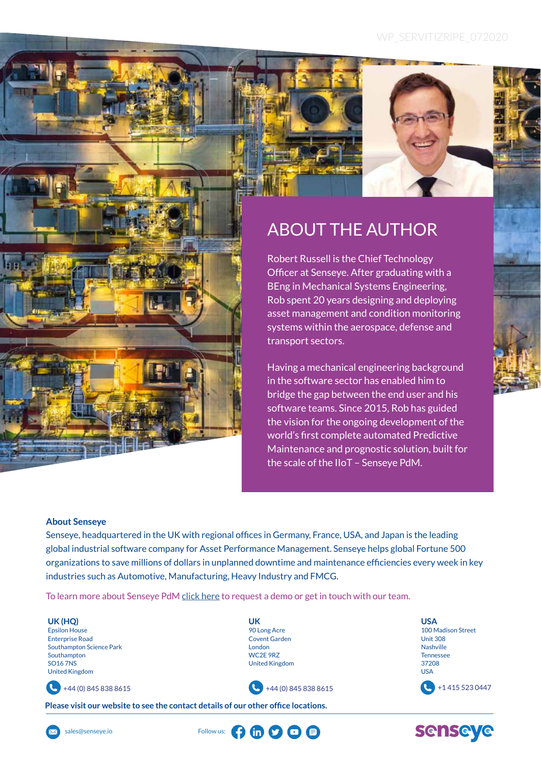WP_SERVITIZRIPE_072020

## ABOUT THE AUTHOR

Robert Russell is the Chief Technology Officer at Senseye. After graduating with a BEng in Mechanical Systems Engineering, Rob spent 20 years designing and deploying asset management and condition monitoring systems within the aerospace, defense and transport sectors.

Having a mechanical engineering background in the software sector has enabled him to bridge the gap between the end user and his software teams. Since 2015, Rob has guided the vision for the ongoing development of the world's first complete automated Predictive Maintenance and prognostic solution, built for the scale of the IIoT – Senseye PdM.

**About Senseye**

Senseye, headquartered in the UK with regional offices in Germany, France, USA, and Japan is the leading global industrial software company for Asset Performance Management. Senseye helps global Fortune 500 organizations to save millions of dollars in unplanned downtime and maintenance efficiencies every week in key industries such as Automotive, Manufacturing, Heavy Industry and FMCG.

To learn more about Senseye PdM click here to request a demo or get in touch with our team.

**UK (HQ)**
Epsilon House
Enterprise Road
Southampton Science Park
Southampton
SO16 7NS
United Kingdom

+44 (0) 845 838 8615

**UK**
90 Long Acre
Covent Garden
London
WC2E 9RZ
United Kingdom

+44 (0) 845 838 8615

**USA**
100 Madison Street
Unit 308
Nashville
Tennessee
37208
USA

+1 415 523 0447

**Please visit our website to see the contact details of our other office locations.**

sales@senseye.io

Follow us:

senseye